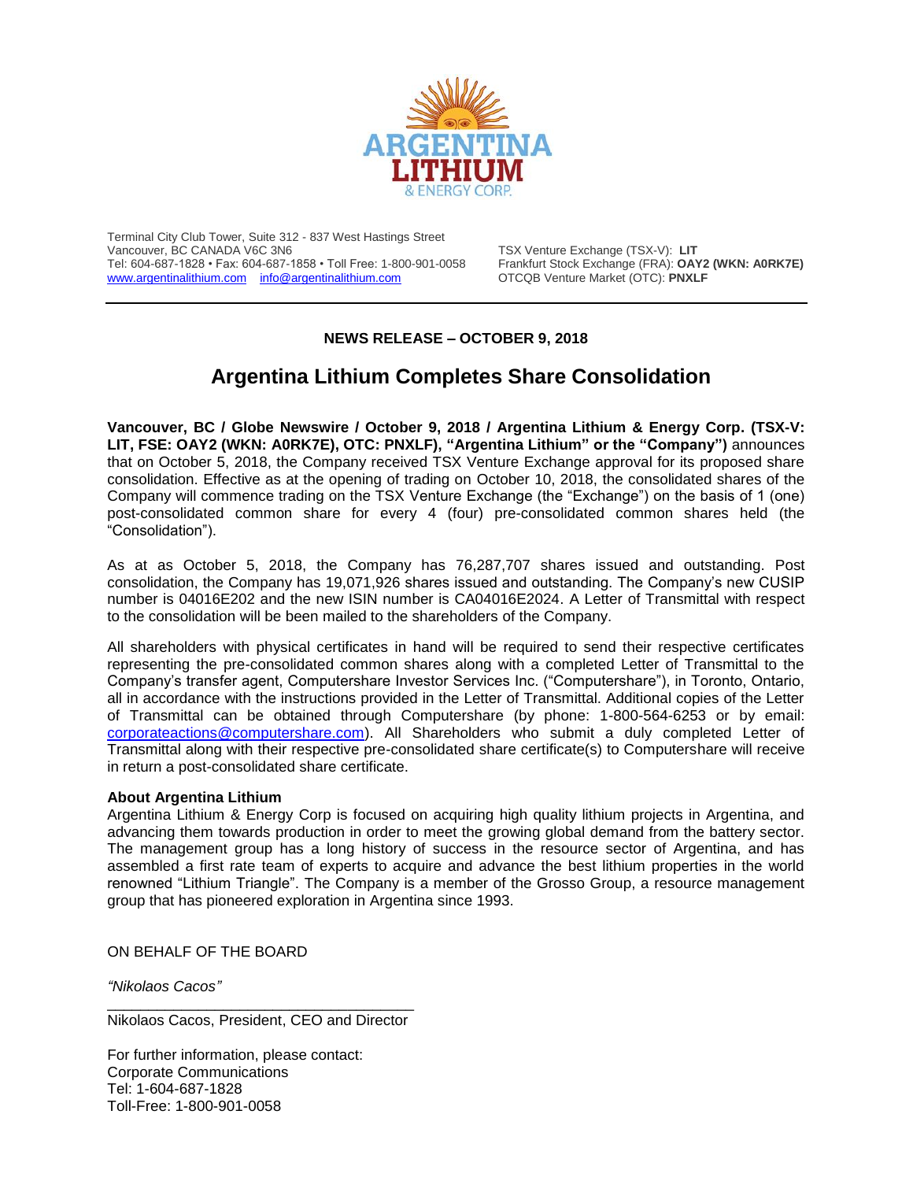ARGENTINA LITHIUM & ENERGY CORP.

Terminal City Club Tower, Suite 312 - 837 West Hastings Street
Vancouver, BC CANADA V6C 3N6
Tel: 604-687-1828 • Fax: 604-687-1858 • Toll Free: 1-800-901-0058
www.argentinalithium.com info@argentinalithium.com

TSX Venture Exchange (TSX-V): **LIT**
Frankfurt Stock Exchange (FRA): **OAY2 (WKN: A0RK7E)**
OTCQB Venture Market (OTC): **PNXLF**

**NEWS RELEASE – OCTOBER 9, 2018**

# Argentina Lithium Completes Share Consolidation

**Vancouver, BC / Globe Newswire / October 9, 2018 / Argentina Lithium & Energy Corp. (TSX-V: LIT, FSE: OAY2 (WKN: A0RK7E), OTC: PNXLF), "Argentina Lithium" or the "Company")** announces that on October 5, 2018, the Company received TSX Venture Exchange approval for its proposed share consolidation. Effective as at the opening of trading on October 10, 2018, the consolidated shares of the Company will commence trading on the TSX Venture Exchange (the "Exchange") on the basis of 1 (one) post-consolidated common share for every 4 (four) pre-consolidated common shares held (the "Consolidation").

As at as October 5, 2018, the Company has 76,287,707 shares issued and outstanding. Post consolidation, the Company has 19,071,926 shares issued and outstanding. The Company's new CUSIP number is 04016E202 and the new ISIN number is CA04016E2024. A Letter of Transmittal with respect to the consolidation will be been mailed to the shareholders of the Company.

All shareholders with physical certificates in hand will be required to send their respective certificates representing the pre-consolidated common shares along with a completed Letter of Transmittal to the Company's transfer agent, Computershare Investor Services Inc. ("Computershare"), in Toronto, Ontario, all in accordance with the instructions provided in the Letter of Transmittal. Additional copies of the Letter of Transmittal can be obtained through Computershare (by phone: 1-800-564-6253 or by email: corporateactions@computershare.com). All Shareholders who submit a duly completed Letter of Transmittal along with their respective pre-consolidated share certificate(s) to Computershare will receive in return a post-consolidated share certificate.

**About Argentina Lithium**

Argentina Lithium & Energy Corp is focused on acquiring high quality lithium projects in Argentina, and advancing them towards production in order to meet the growing global demand from the battery sector. The management group has a long history of success in the resource sector of Argentina, and has assembled a first rate team of experts to acquire and advance the best lithium properties in the world renowned "Lithium Triangle". The Company is a member of the Grosso Group, a resource management group that has pioneered exploration in Argentina since 1993.

ON BEHALF OF THE BOARD

*"Nikolaos Cacos"*

Nikolaos Cacos, President, CEO and Director

For further information, please contact:
Corporate Communications
Tel: 1-604-687-1828
Toll-Free: 1-800-901-0058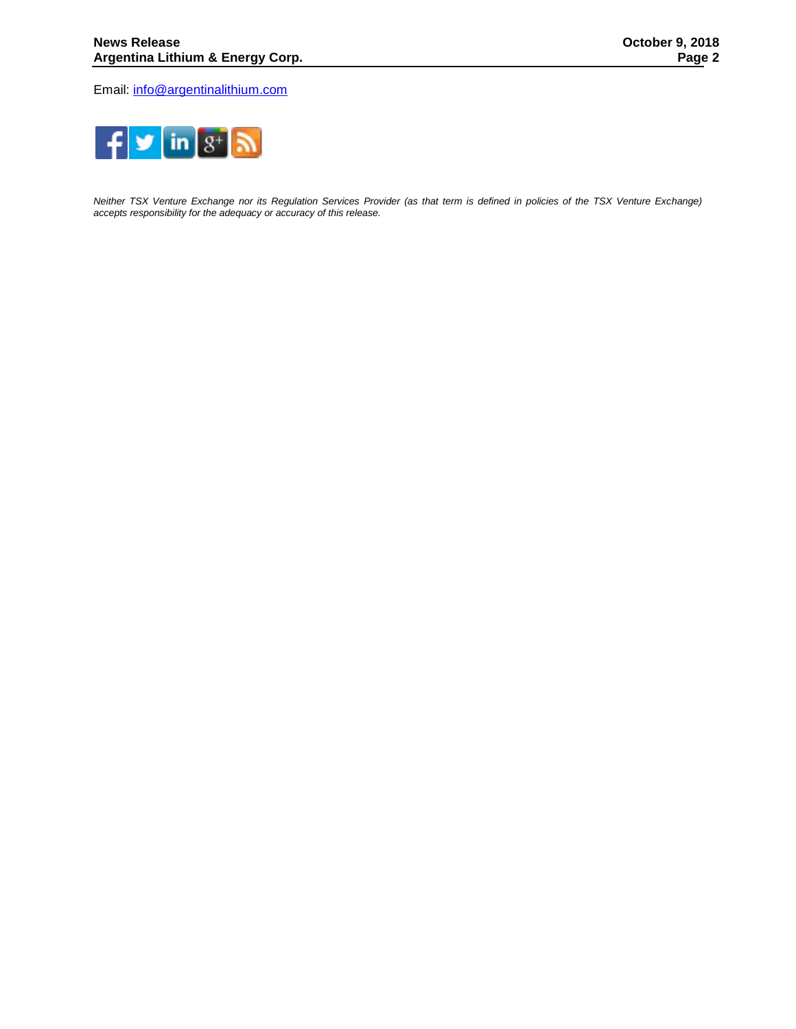Email: info@argentinalithium.com

*Neither TSX Venture Exchange nor its Regulation Services Provider (as that term is defined in policies of the TSX Venture Exchange) accepts responsibility for the adequacy or accuracy of this release.*